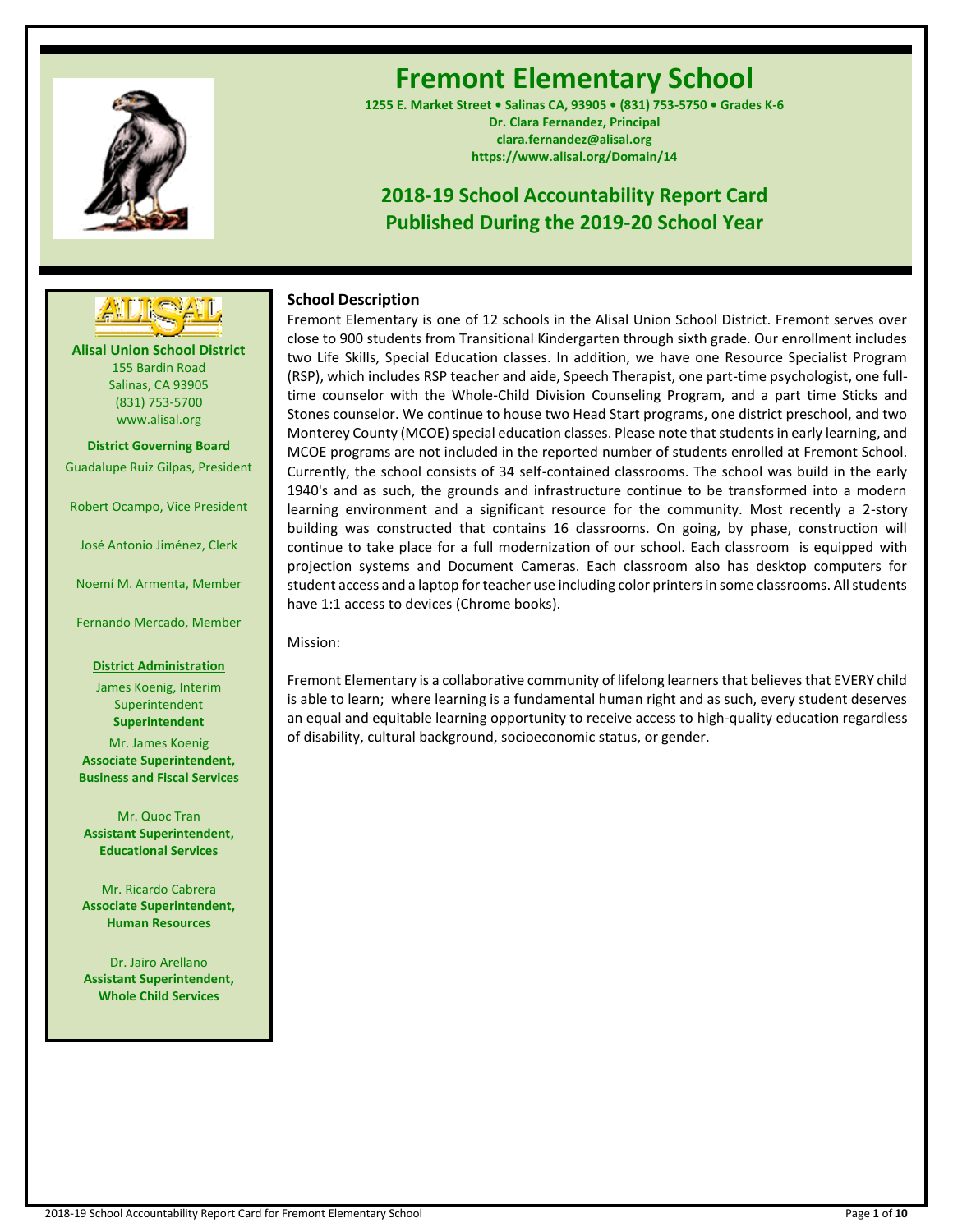# Fremont Elementary School

**1255 E. Market Street • Salinas CA, 93905 • (831) 753-5750 • Grades K-6**
**Dr. Clara Fernandez, Principal**
**clara.fernandez@alisal.org**
**https://www.alisal.org/Domain/14**

## 2018-19 School Accountability Report Card
## Published During the 2019-20 School Year

**Alisal Union School District**
155 Bardin Road
Salinas, CA 93905
(831) 753-5700
www.alisal.org

**District Governing Board**

Guadalupe Ruiz Gilpas, President

Robert Ocampo, Vice President

José Antonio Jiménez, Clerk

Noemí M. Armenta, Member

Fernando Mercado, Member

**District Administration**

James Koenig, Interim Superintendent
**Superintendent**

Mr. James Koenig
**Associate Superintendent, Business and Fiscal Services**

Mr. Quoc Tran
**Assistant Superintendent, Educational Services**

Mr. Ricardo Cabrera
**Associate Superintendent, Human Resources**

Dr. Jairo Arellano
**Assistant Superintendent, Whole Child Services**

### School Description

Fremont Elementary is one of 12 schools in the Alisal Union School District. Fremont serves over close to 900 students from Transitional Kindergarten through sixth grade. Our enrollment includes two Life Skills, Special Education classes. In addition, we have one Resource Specialist Program (RSP), which includes RSP teacher and aide, Speech Therapist, one part-time psychologist, one full-time counselor with the Whole-Child Division Counseling Program, and a part time Sticks and Stones counselor. We continue to house two Head Start programs, one district preschool, and two Monterey County (MCOE) special education classes. Please note that students in early learning, and MCOE programs are not included in the reported number of students enrolled at Fremont School. Currently, the school consists of 34 self-contained classrooms. The school was build in the early 1940's and as such, the grounds and infrastructure continue to be transformed into a modern learning environment and a significant resource for the community. Most recently a 2-story building was constructed that contains 16 classrooms. On going, by phase, construction will continue to take place for a full modernization of our school. Each classroom is equipped with projection systems and Document Cameras. Each classroom also has desktop computers for student access and a laptop for teacher use including color printers in some classrooms. All students have 1:1 access to devices (Chrome books).

Mission:

Fremont Elementary is a collaborative community of lifelong learners that believes that EVERY child is able to learn; where learning is a fundamental human right and as such, every student deserves an equal and equitable learning opportunity to receive access to high-quality education regardless of disability, cultural background, socioeconomic status, or gender.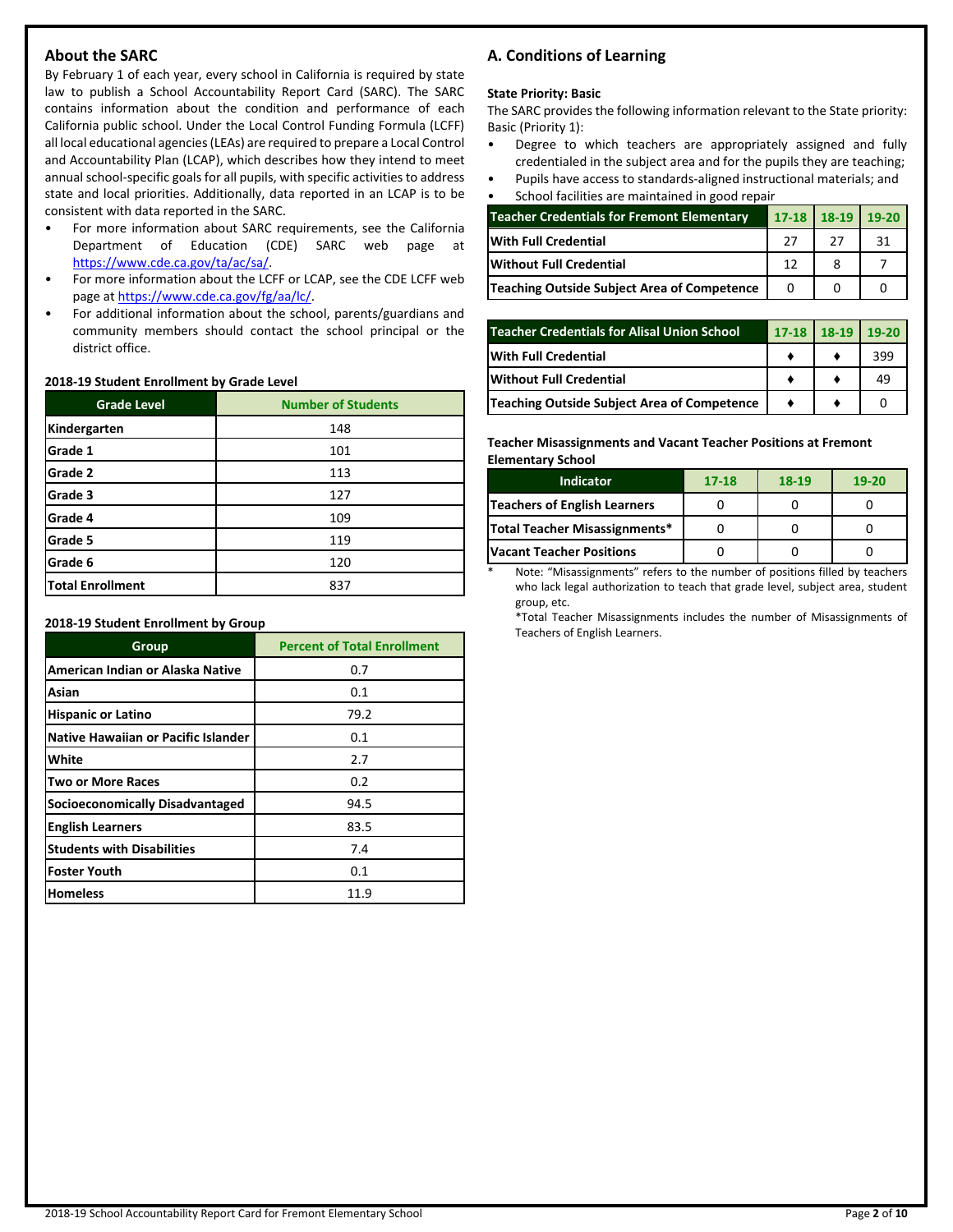## About the SARC

By February 1 of each year, every school in California is required by state law to publish a School Accountability Report Card (SARC). The SARC contains information about the condition and performance of each California public school. Under the Local Control Funding Formula (LCFF) all local educational agencies (LEAs) are required to prepare a Local Control and Accountability Plan (LCAP), which describes how they intend to meet annual school-specific goals for all pupils, with specific activities to address state and local priorities. Additionally, data reported in an LCAP is to be consistent with data reported in the SARC.

- For more information about SARC requirements, see the California Department of Education (CDE) SARC web page at https://www.cde.ca.gov/ta/ac/sa/.
- For more information about the LCFF or LCAP, see the CDE LCFF web page at https://www.cde.ca.gov/fg/aa/lc/.
- For additional information about the school, parents/guardians and community members should contact the school principal or the district office.

**2018-19 Student Enrollment by Grade Level**

| Grade Level | Number of Students |
|---|---|
| Kindergarten | 148 |
| Grade 1 | 101 |
| Grade 2 | 113 |
| Grade 3 | 127 |
| Grade 4 | 109 |
| Grade 5 | 119 |
| Grade 6 | 120 |
| Total Enrollment | 837 |

**2018-19 Student Enrollment by Group**

| Group | Percent of Total Enrollment |
|---|---|
| American Indian or Alaska Native | 0.7 |
| Asian | 0.1 |
| Hispanic or Latino | 79.2 |
| Native Hawaiian or Pacific Islander | 0.1 |
| White | 2.7 |
| Two or More Races | 0.2 |
| Socioeconomically Disadvantaged | 94.5 |
| English Learners | 83.5 |
| Students with Disabilities | 7.4 |
| Foster Youth | 0.1 |
| Homeless | 11.9 |

## A. Conditions of Learning

**State Priority: Basic**

The SARC provides the following information relevant to the State priority: Basic (Priority 1):

- Degree to which teachers are appropriately assigned and fully credentialed in the subject area and for the pupils they are teaching;
- Pupils have access to standards-aligned instructional materials; and
- School facilities are maintained in good repair

| Teacher Credentials for Fremont Elementary | 17-18 | 18-19 | 19-20 |
|---|---|---|---|
| With Full Credential | 27 | 27 | 31 |
| Without Full Credential | 12 | 8 | 7 |
| Teaching Outside Subject Area of Competence | 0 | 0 | 0 |

| Teacher Credentials for Alisal Union School | 17-18 | 18-19 | 19-20 |
|---|---|---|---|
| With Full Credential | ♦ | ♦ | 399 |
| Without Full Credential | ♦ | ♦ | 49 |
| Teaching Outside Subject Area of Competence | ♦ | ♦ | 0 |

**Teacher Misassignments and Vacant Teacher Positions at Fremont Elementary School**

| Indicator | 17-18 | 18-19 | 19-20 |
|---|---|---|---|
| Teachers of English Learners | 0 | 0 | 0 |
| Total Teacher Misassignments* | 0 | 0 | 0 |
| Vacant Teacher Positions | 0 | 0 | 0 |

\* Note: "Misassignments" refers to the number of positions filled by teachers who lack legal authorization to teach that grade level, subject area, student group, etc.

*Total Teacher Misassignments includes the number of Misassignments of Teachers of English Learners.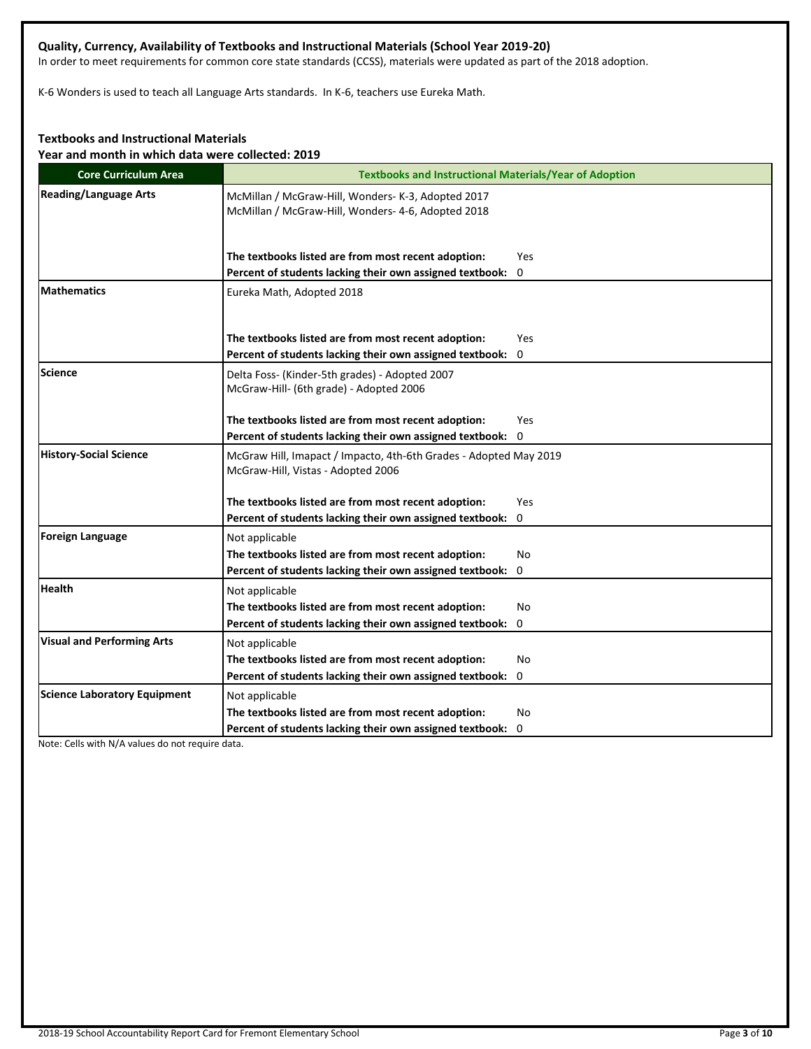**Quality, Currency, Availability of Textbooks and Instructional Materials (School Year 2019-20)**

In order to meet requirements for common core state standards (CCSS), materials were updated as part of the 2018 adoption.

K-6 Wonders is used to teach all Language Arts standards. In K-6, teachers use Eureka Math.

**Textbooks and Instructional Materials**
**Year and month in which data were collected: 2019**

| Core Curriculum Area | Textbooks and Instructional Materials/Year of Adoption |
|---|---|
| **Reading/Language Arts** | McMillan / McGraw-Hill, Wonders- K-3, Adopted 2017<br>McMillan / McGraw-Hill, Wonders- 4-6, Adopted 2018<br><br>**The textbooks listed are from most recent adoption:** Yes<br>**Percent of students lacking their own assigned textbook:** 0 |
| **Mathematics** | Eureka Math, Adopted 2018<br><br>**The textbooks listed are from most recent adoption:** Yes<br>**Percent of students lacking their own assigned textbook:** 0 |
| **Science** | Delta Foss- (Kinder-5th grades) - Adopted 2007<br>McGraw-Hill- (6th grade) - Adopted 2006<br><br>**The textbooks listed are from most recent adoption:** Yes<br>**Percent of students lacking their own assigned textbook:** 0 |
| **History-Social Science** | McGraw Hill, Imapact / Impacto, 4th-6th Grades - Adopted May 2019<br>McGraw-Hill, Vistas - Adopted 2006<br><br>**The textbooks listed are from most recent adoption:** Yes<br>**Percent of students lacking their own assigned textbook:** 0 |
| **Foreign Language** | Not applicable<br>**The textbooks listed are from most recent adoption:** No<br>**Percent of students lacking their own assigned textbook:** 0 |
| **Health** | Not applicable<br>**The textbooks listed are from most recent adoption:** No<br>**Percent of students lacking their own assigned textbook:** 0 |
| **Visual and Performing Arts** | Not applicable<br>**The textbooks listed are from most recent adoption:** No<br>**Percent of students lacking their own assigned textbook:** 0 |
| **Science Laboratory Equipment** | Not applicable<br>**The textbooks listed are from most recent adoption:** No<br>**Percent of students lacking their own assigned textbook:** 0 |

Note: Cells with N/A values do not require data.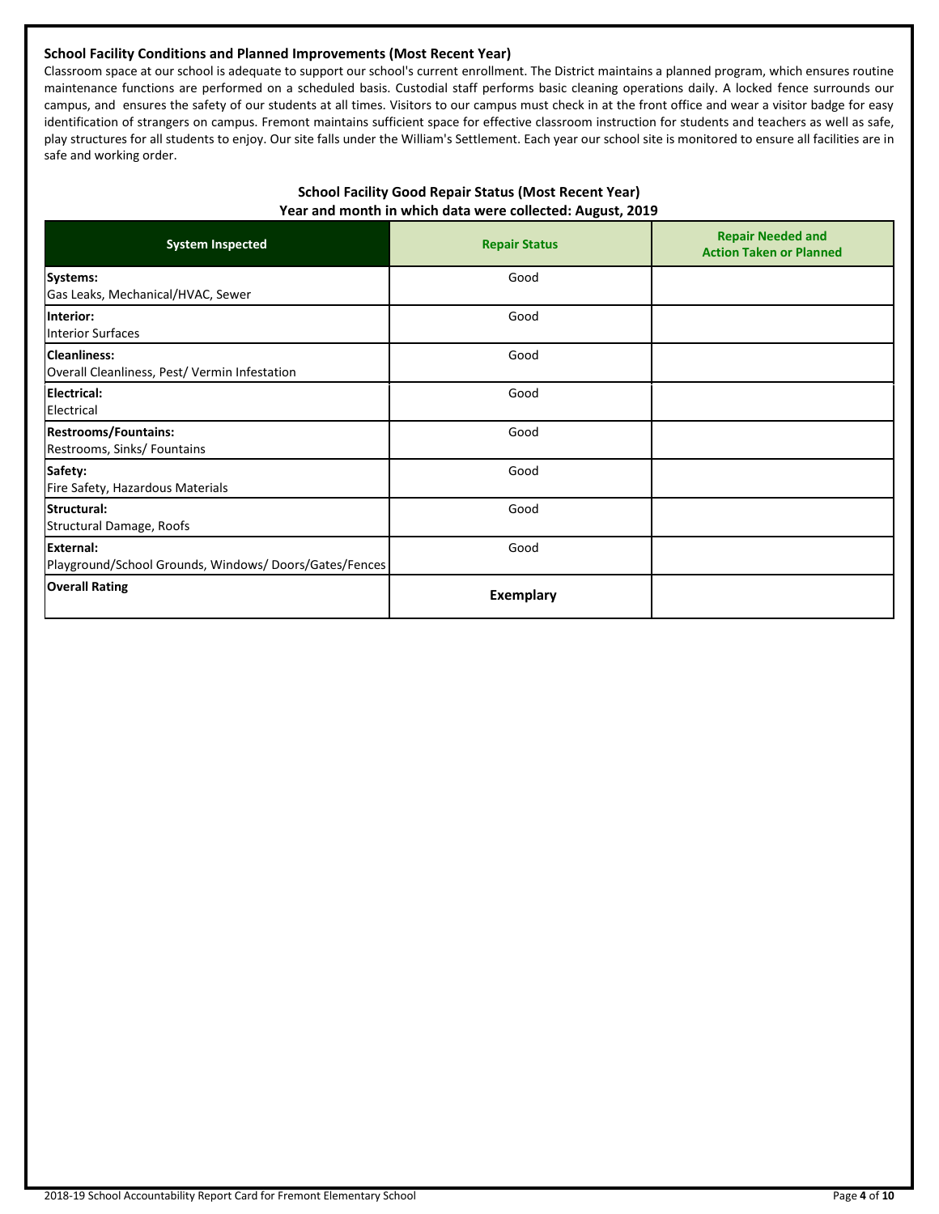**School Facility Conditions and Planned Improvements (Most Recent Year)**

Classroom space at our school is adequate to support our school's current enrollment. The District maintains a planned program, which ensures routine maintenance functions are performed on a scheduled basis. Custodial staff performs basic cleaning operations daily. A locked fence surrounds our campus, and ensures the safety of our students at all times. Visitors to our campus must check in at the front office and wear a visitor badge for easy identification of strangers on campus. Fremont maintains sufficient space for effective classroom instruction for students and teachers as well as safe, play structures for all students to enjoy. Our site falls under the William's Settlement. Each year our school site is monitored to ensure all facilities are in safe and working order.

**School Facility Good Repair Status (Most Recent Year)**
**Year and month in which data were collected: August, 2019**

| System Inspected | Repair Status | Repair Needed and Action Taken or Planned |
|---|---|---|
| **Systems:** Gas Leaks, Mechanical/HVAC, Sewer | Good | |
| **Interior:** Interior Surfaces | Good | |
| **Cleanliness:** Overall Cleanliness, Pest/ Vermin Infestation | Good | |
| **Electrical:** Electrical | Good | |
| **Restrooms/Fountains:** Restrooms, Sinks/ Fountains | Good | |
| **Safety:** Fire Safety, Hazardous Materials | Good | |
| **Structural:** Structural Damage, Roofs | Good | |
| **External:** Playground/School Grounds, Windows/ Doors/Gates/Fences | Good | |
| **Overall Rating** | **Exemplary** | |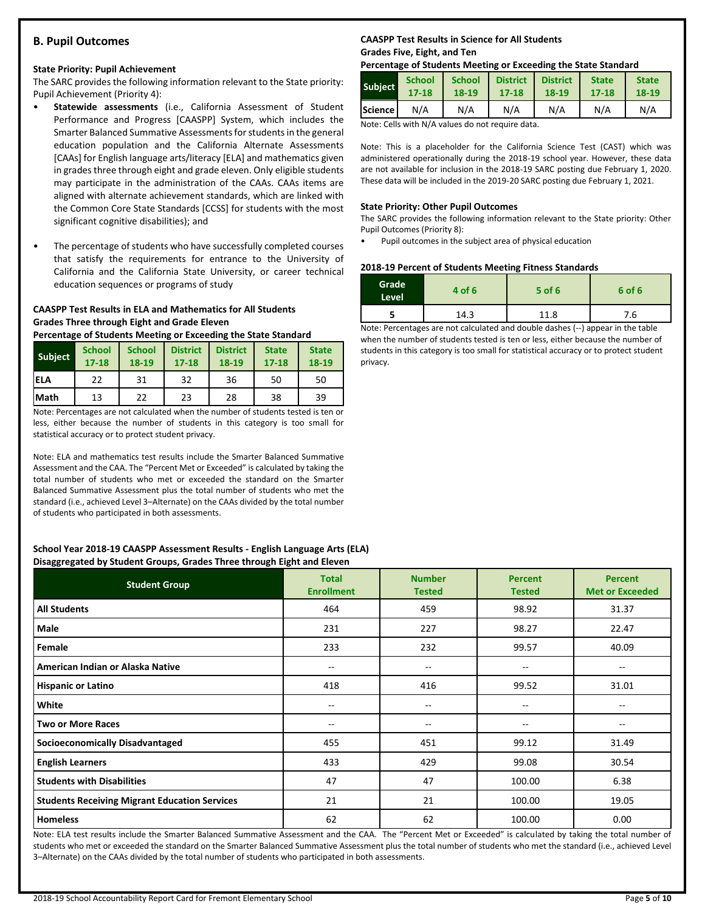## B. Pupil Outcomes

### State Priority: Pupil Achievement

The SARC provides the following information relevant to the State priority: Pupil Achievement (Priority 4):

- **Statewide assessments** (i.e., California Assessment of Student Performance and Progress [CAASPP] System, which includes the Smarter Balanced Summative Assessments for students in the general education population and the California Alternate Assessments [CAAs] for English language arts/literacy [ELA] and mathematics given in grades three through eight and grade eleven. Only eligible students may participate in the administration of the CAAs. CAAs items are aligned with alternate achievement standards, which are linked with the Common Core State Standards [CCSS] for students with the most significant cognitive disabilities); and
- The percentage of students who have successfully completed courses that satisfy the requirements for entrance to the University of California and the California State University, or career technical education sequences or programs of study

**CAASPP Test Results in ELA and Mathematics for All Students**
**Grades Three through Eight and Grade Eleven**
**Percentage of Students Meeting or Exceeding the State Standard**

| Subject | School 17-18 | School 18-19 | District 17-18 | District 18-19 | State 17-18 | State 18-19 |
|---|---|---|---|---|---|---|
| ELA | 22 | 31 | 32 | 36 | 50 | 50 |
| Math | 13 | 22 | 23 | 28 | 38 | 39 |

Note: Percentages are not calculated when the number of students tested is ten or less, either because the number of students in this category is too small for statistical accuracy or to protect student privacy.

Note: ELA and mathematics test results include the Smarter Balanced Summative Assessment and the CAA. The "Percent Met or Exceeded" is calculated by taking the total number of students who met or exceeded the standard on the Smarter Balanced Summative Assessment plus the total number of students who met the standard (i.e., achieved Level 3–Alternate) on the CAAs divided by the total number of students who participated in both assessments.

**CAASPP Test Results in Science for All Students**
**Grades Five, Eight, and Ten**
**Percentage of Students Meeting or Exceeding the State Standard**

| Subject | School 17-18 | School 18-19 | District 17-18 | District 18-19 | State 17-18 | State 18-19 |
|---|---|---|---|---|---|---|
| Science | N/A | N/A | N/A | N/A | N/A | N/A |

Note: Cells with N/A values do not require data.

Note: This is a placeholder for the California Science Test (CAST) which was administered operationally during the 2018-19 school year. However, these data are not available for inclusion in the 2018-19 SARC posting due February 1, 2020. These data will be included in the 2019-20 SARC posting due February 1, 2021.

### State Priority: Other Pupil Outcomes

The SARC provides the following information relevant to the State priority: Other Pupil Outcomes (Priority 8):

- Pupil outcomes in the subject area of physical education

**2018-19 Percent of Students Meeting Fitness Standards**

| Grade Level | 4 of 6 | 5 of 6 | 6 of 6 |
|---|---|---|---|
| 5 | 14.3 | 11.8 | 7.6 |

Note: Percentages are not calculated and double dashes (--) appear in the table when the number of students tested is ten or less, either because the number of students in this category is too small for statistical accuracy or to protect student privacy.

**School Year 2018-19 CAASPP Assessment Results - English Language Arts (ELA)**
**Disaggregated by Student Groups, Grades Three through Eight and Eleven**

| Student Group | Total Enrollment | Number Tested | Percent Tested | Percent Met or Exceeded |
|---|---|---|---|---|
| **All Students** | 464 | 459 | 98.92 | 31.37 |
| **Male** | 231 | 227 | 98.27 | 22.47 |
| **Female** | 233 | 232 | 99.57 | 40.09 |
| **American Indian or Alaska Native** | -- | -- | -- | -- |
| **Hispanic or Latino** | 418 | 416 | 99.52 | 31.01 |
| **White** | -- | -- | -- | -- |
| **Two or More Races** | -- | -- | -- | -- |
| **Socioeconomically Disadvantaged** | 455 | 451 | 99.12 | 31.49 |
| **English Learners** | 433 | 429 | 99.08 | 30.54 |
| **Students with Disabilities** | 47 | 47 | 100.00 | 6.38 |
| **Students Receiving Migrant Education Services** | 21 | 21 | 100.00 | 19.05 |
| **Homeless** | 62 | 62 | 100.00 | 0.00 |

Note: ELA test results include the Smarter Balanced Summative Assessment and the CAA. The "Percent Met or Exceeded" is calculated by taking the total number of students who met or exceeded the standard on the Smarter Balanced Summative Assessment plus the total number of students who met the standard (i.e., achieved Level 3–Alternate) on the CAAs divided by the total number of students who participated in both assessments.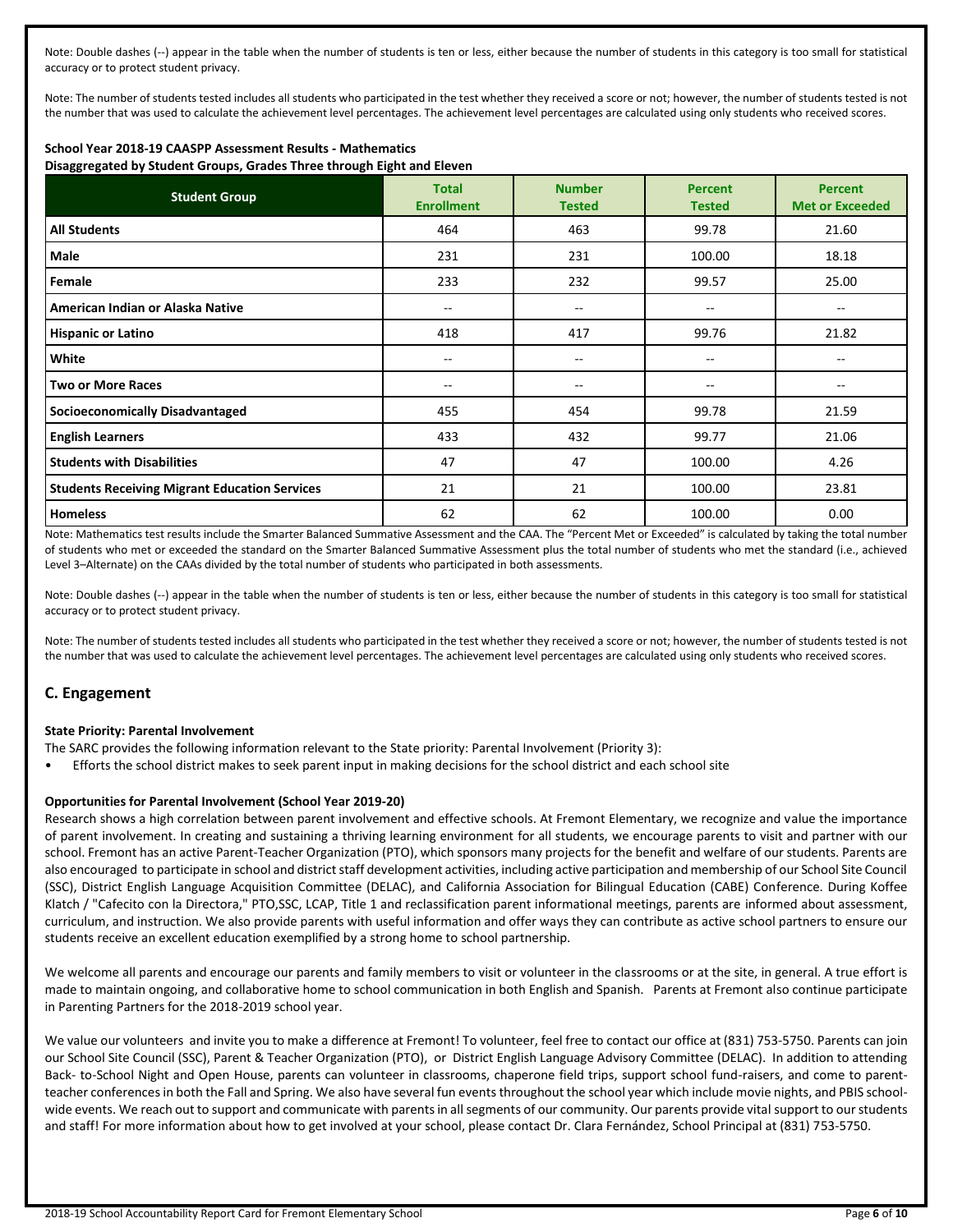Note: Double dashes (--) appear in the table when the number of students is ten or less, either because the number of students in this category is too small for statistical accuracy or to protect student privacy.

Note: The number of students tested includes all students who participated in the test whether they received a score or not; however, the number of students tested is not the number that was used to calculate the achievement level percentages. The achievement level percentages are calculated using only students who received scores.

**School Year 2018-19 CAASPP Assessment Results - Mathematics**
**Disaggregated by Student Groups, Grades Three through Eight and Eleven**

| Student Group | Total Enrollment | Number Tested | Percent Tested | Percent Met or Exceeded |
|---|---|---|---|---|
| **All Students** | 464 | 463 | 99.78 | 21.60 |
| **Male** | 231 | 231 | 100.00 | 18.18 |
| **Female** | 233 | 232 | 99.57 | 25.00 |
| **American Indian or Alaska Native** | -- | -- | -- | -- |
| **Hispanic or Latino** | 418 | 417 | 99.76 | 21.82 |
| **White** | -- | -- | -- | -- |
| **Two or More Races** | -- | -- | -- | -- |
| **Socioeconomically Disadvantaged** | 455 | 454 | 99.78 | 21.59 |
| **English Learners** | 433 | 432 | 99.77 | 21.06 |
| **Students with Disabilities** | 47 | 47 | 100.00 | 4.26 |
| **Students Receiving Migrant Education Services** | 21 | 21 | 100.00 | 23.81 |
| **Homeless** | 62 | 62 | 100.00 | 0.00 |

Note: Mathematics test results include the Smarter Balanced Summative Assessment and the CAA. The "Percent Met or Exceeded" is calculated by taking the total number of students who met or exceeded the standard on the Smarter Balanced Summative Assessment plus the total number of students who met the standard (i.e., achieved Level 3–Alternate) on the CAAs divided by the total number of students who participated in both assessments.

Note: Double dashes (--) appear in the table when the number of students is ten or less, either because the number of students in this category is too small for statistical accuracy or to protect student privacy.

Note: The number of students tested includes all students who participated in the test whether they received a score or not; however, the number of students tested is not the number that was used to calculate the achievement level percentages. The achievement level percentages are calculated using only students who received scores.

## C. Engagement

**State Priority: Parental Involvement**

The SARC provides the following information relevant to the State priority: Parental Involvement (Priority 3):

- Efforts the school district makes to seek parent input in making decisions for the school district and each school site

**Opportunities for Parental Involvement (School Year 2019-20)**

Research shows a high correlation between parent involvement and effective schools. At Fremont Elementary, we recognize and value the importance of parent involvement. In creating and sustaining a thriving learning environment for all students, we encourage parents to visit and partner with our school. Fremont has an active Parent-Teacher Organization (PTO), which sponsors many projects for the benefit and welfare of our students. Parents are also encouraged to participate in school and district staff development activities, including active participation and membership of our School Site Council (SSC), District English Language Acquisition Committee (DELAC), and California Association for Bilingual Education (CABE) Conference. During Koffee Klatch / "Cafecito con la Directora," PTO,SSC, LCAP, Title 1 and reclassification parent informational meetings, parents are informed about assessment, curriculum, and instruction. We also provide parents with useful information and offer ways they can contribute as active school partners to ensure our students receive an excellent education exemplified by a strong home to school partnership.

We welcome all parents and encourage our parents and family members to visit or volunteer in the classrooms or at the site, in general. A true effort is made to maintain ongoing, and collaborative home to school communication in both English and Spanish. Parents at Fremont also continue participate in Parenting Partners for the 2018-2019 school year.

We value our volunteers and invite you to make a difference at Fremont! To volunteer, feel free to contact our office at (831) 753-5750. Parents can join our School Site Council (SSC), Parent & Teacher Organization (PTO), or District English Language Advisory Committee (DELAC). In addition to attending Back- to-School Night and Open House, parents can volunteer in classrooms, chaperone field trips, support school fund-raisers, and come to parent-teacher conferences in both the Fall and Spring. We also have several fun events throughout the school year which include movie nights, and PBIS school-wide events. We reach out to support and communicate with parents in all segments of our community. Our parents provide vital support to our students and staff! For more information about how to get involved at your school, please contact Dr. Clara Fernández, School Principal at (831) 753-5750.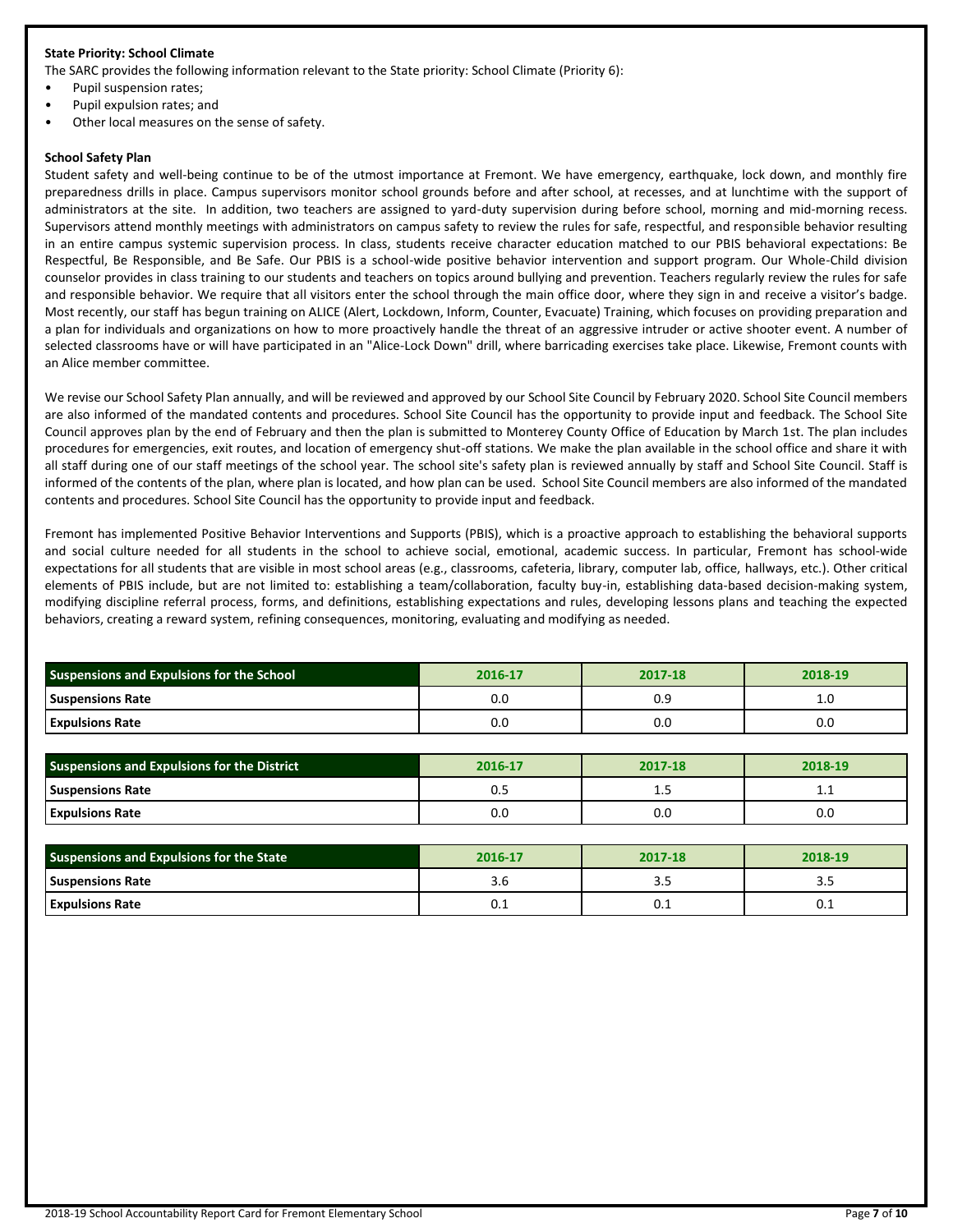**State Priority: School Climate**

The SARC provides the following information relevant to the State priority: School Climate (Priority 6):

- Pupil suspension rates;
- Pupil expulsion rates; and
- Other local measures on the sense of safety.

**School Safety Plan**

Student safety and well-being continue to be of the utmost importance at Fremont. We have emergency, earthquake, lock down, and monthly fire preparedness drills in place. Campus supervisors monitor school grounds before and after school, at recesses, and at lunchtime with the support of administrators at the site. In addition, two teachers are assigned to yard-duty supervision during before school, morning and mid-morning recess. Supervisors attend monthly meetings with administrators on campus safety to review the rules for safe, respectful, and responsible behavior resulting in an entire campus systemic supervision process. In class, students receive character education matched to our PBIS behavioral expectations: Be Respectful, Be Responsible, and Be Safe. Our PBIS is a school-wide positive behavior intervention and support program. Our Whole-Child division counselor provides in class training to our students and teachers on topics around bullying and prevention. Teachers regularly review the rules for safe and responsible behavior. We require that all visitors enter the school through the main office door, where they sign in and receive a visitor's badge. Most recently, our staff has begun training on ALICE (Alert, Lockdown, Inform, Counter, Evacuate) Training, which focuses on providing preparation and a plan for individuals and organizations on how to more proactively handle the threat of an aggressive intruder or active shooter event. A number of selected classrooms have or will have participated in an "Alice-Lock Down" drill, where barricading exercises take place. Likewise, Fremont counts with an Alice member committee.

We revise our School Safety Plan annually, and will be reviewed and approved by our School Site Council by February 2020. School Site Council members are also informed of the mandated contents and procedures. School Site Council has the opportunity to provide input and feedback. The School Site Council approves plan by the end of February and then the plan is submitted to Monterey County Office of Education by March 1st. The plan includes procedures for emergencies, exit routes, and location of emergency shut-off stations. We make the plan available in the school office and share it with all staff during one of our staff meetings of the school year. The school site's safety plan is reviewed annually by staff and School Site Council. Staff is informed of the contents of the plan, where plan is located, and how plan can be used. School Site Council members are also informed of the mandated contents and procedures. School Site Council has the opportunity to provide input and feedback.

Fremont has implemented Positive Behavior Interventions and Supports (PBIS), which is a proactive approach to establishing the behavioral supports and social culture needed for all students in the school to achieve social, emotional, academic success. In particular, Fremont has school-wide expectations for all students that are visible in most school areas (e.g., classrooms, cafeteria, library, computer lab, office, hallways, etc.). Other critical elements of PBIS include, but are not limited to: establishing a team/collaboration, faculty buy-in, establishing data-based decision-making system, modifying discipline referral process, forms, and definitions, establishing expectations and rules, developing lessons plans and teaching the expected behaviors, creating a reward system, refining consequences, monitoring, evaluating and modifying as needed.

| Suspensions and Expulsions for the School | 2016-17 | 2017-18 | 2018-19 |
|---|---|---|---|
| Suspensions Rate | 0.0 | 0.9 | 1.0 |
| Expulsions Rate | 0.0 | 0.0 | 0.0 |

| Suspensions and Expulsions for the District | 2016-17 | 2017-18 | 2018-19 |
|---|---|---|---|
| Suspensions Rate | 0.5 | 1.5 | 1.1 |
| Expulsions Rate | 0.0 | 0.0 | 0.0 |

| Suspensions and Expulsions for the State | 2016-17 | 2017-18 | 2018-19 |
|---|---|---|---|
| Suspensions Rate | 3.6 | 3.5 | 3.5 |
| Expulsions Rate | 0.1 | 0.1 | 0.1 |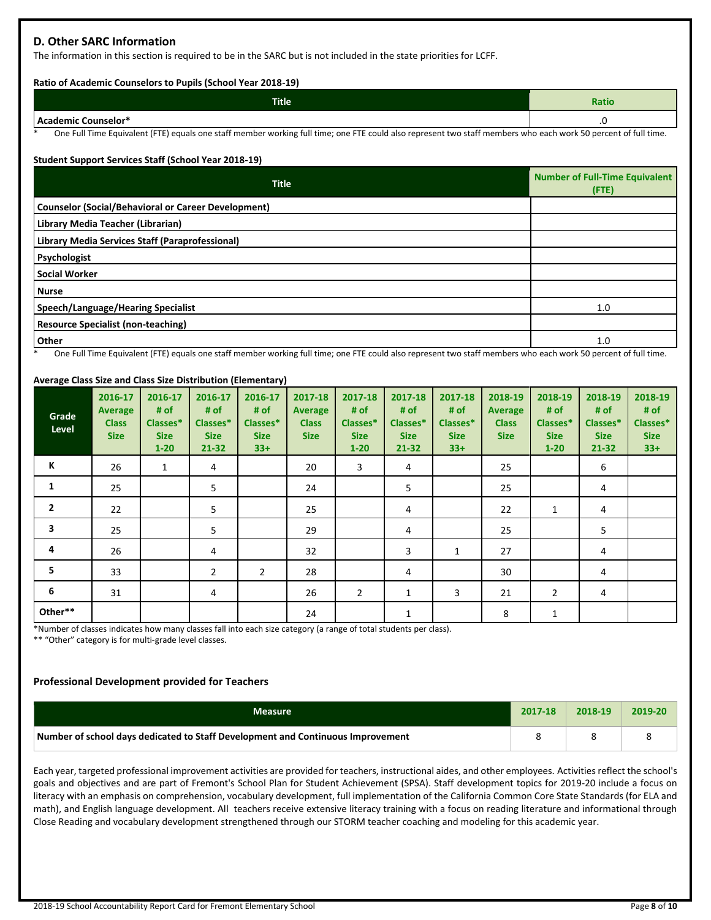## D. Other SARC Information

The information in this section is required to be in the SARC but is not included in the state priorities for LCFF.

**Ratio of Academic Counselors to Pupils (School Year 2018-19)**

| Title | Ratio |
|---|---|
| Academic Counselor* | .0 |

\* One Full Time Equivalent (FTE) equals one staff member working full time; one FTE could also represent two staff members who each work 50 percent of full time.

**Student Support Services Staff (School Year 2018-19)**

| Title | Number of Full-Time Equivalent (FTE) |
|---|---|
| Counselor (Social/Behavioral or Career Development) | |
| Library Media Teacher (Librarian) | |
| Library Media Services Staff (Paraprofessional) | |
| Psychologist | |
| Social Worker | |
| Nurse | |
| Speech/Language/Hearing Specialist | 1.0 |
| Resource Specialist (non-teaching) | |
| Other | 1.0 |

\* One Full Time Equivalent (FTE) equals one staff member working full time; one FTE could also represent two staff members who each work 50 percent of full time.

**Average Class Size and Class Size Distribution (Elementary)**

| Grade Level | 2016-17 Average Class Size | 2016-17 # of Classes* Size 1-20 | 2016-17 # of Classes* Size 21-32 | 2016-17 # of Classes* Size 33+ | 2017-18 Average Class Size | 2017-18 # of Classes* Size 1-20 | 2017-18 # of Classes* Size 21-32 | 2017-18 # of Classes* Size 33+ | 2018-19 Average Class Size | 2018-19 # of Classes* Size 1-20 | 2018-19 # of Classes* Size 21-32 | 2018-19 # of Classes* Size 33+ |
|---|---|---|---|---|---|---|---|---|---|---|---|---|
| K | 26 | 1 | 4 | | 20 | 3 | 4 | | 25 | | 6 | |
| 1 | 25 | | 5 | | 24 | | 5 | | 25 | | 4 | |
| 2 | 22 | | 5 | | 25 | | 4 | | 22 | 1 | 4 | |
| 3 | 25 | | 5 | | 29 | | 4 | | 25 | | 5 | |
| 4 | 26 | | 4 | | 32 | | 3 | 1 | 27 | | 4 | |
| 5 | 33 | | 2 | 2 | 28 | | 4 | | 30 | | 4 | |
| 6 | 31 | | 4 | | 26 | 2 | 1 | 3 | 21 | 2 | 4 | |
| Other** | | | | | 24 | | 1 | | 8 | 1 | | |

\*Number of classes indicates how many classes fall into each size category (a range of total students per class).

\** "Other" category is for multi-grade level classes.

### Professional Development provided for Teachers

| Measure | 2017-18 | 2018-19 | 2019-20 |
|---|---|---|---|
| Number of school days dedicated to Staff Development and Continuous Improvement | 8 | 8 | 8 |

Each year, targeted professional improvement activities are provided for teachers, instructional aides, and other employees. Activities reflect the school's goals and objectives and are part of Fremont's School Plan for Student Achievement (SPSA). Staff development topics for 2019-20 include a focus on literacy with an emphasis on comprehension, vocabulary development, full implementation of the California Common Core State Standards (for ELA and math), and English language development. All teachers receive extensive literacy training with a focus on reading literature and informational through Close Reading and vocabulary development strengthened through our STORM teacher coaching and modeling for this academic year.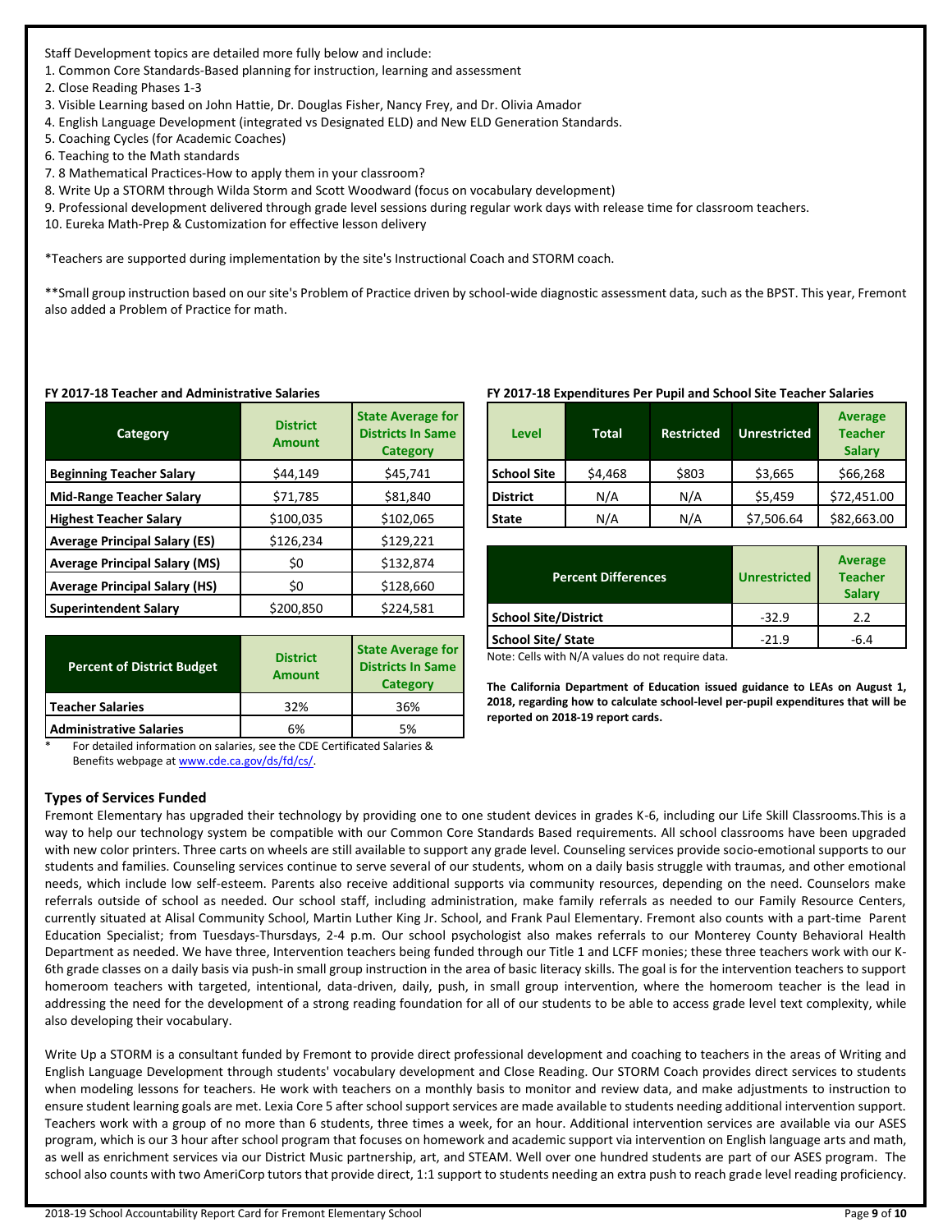Staff Development topics are detailed more fully below and include:
1. Common Core Standards-Based planning for instruction, learning and assessment
2. Close Reading Phases 1-3
3. Visible Learning based on John Hattie, Dr. Douglas Fisher, Nancy Frey, and Dr. Olivia Amador
4. English Language Development (integrated vs Designated ELD) and New ELD Generation Standards.
5. Coaching Cycles (for Academic Coaches)
6. Teaching to the Math standards
7. 8 Mathematical Practices-How to apply them in your classroom?
8. Write Up a STORM through Wilda Storm and Scott Woodward (focus on vocabulary development)
9. Professional development delivered through grade level sessions during regular work days with release time for classroom teachers.
10. Eureka Math-Prep & Customization for effective lesson delivery

*Teachers are supported during implementation by the site's Instructional Coach and STORM coach.

**Small group instruction based on our site's Problem of Practice driven by school-wide diagnostic assessment data, such as the BPST. This year, Fremont also added a Problem of Practice for math.

**FY 2017-18 Teacher and Administrative Salaries**

| Category | District Amount | State Average for Districts In Same Category |
|---|---|---|
| Beginning Teacher Salary | $44,149 | $45,741 |
| Mid-Range Teacher Salary | $71,785 | $81,840 |
| Highest Teacher Salary | $100,035 | $102,065 |
| Average Principal Salary (ES) | $126,234 | $129,221 |
| Average Principal Salary (MS) | $0 | $132,874 |
| Average Principal Salary (HS) | $0 | $128,660 |
| Superintendent Salary | $200,850 | $224,581 |

| Percent of District Budget | District Amount | State Average for Districts In Same Category |
|---|---|---|
| Teacher Salaries | 32% | 36% |
| Administrative Salaries | 6% | 5% |

\* For detailed information on salaries, see the CDE Certificated Salaries & Benefits webpage at www.cde.ca.gov/ds/fd/cs/.

**FY 2017-18 Expenditures Per Pupil and School Site Teacher Salaries**

| Level | Total | Restricted | Unrestricted | Average Teacher Salary |
|---|---|---|---|---|
| School Site | $4,468 | $803 | $3,665 | $66,268 |
| District | N/A | N/A | $5,459 | $72,451.00 |
| State | N/A | N/A | $7,506.64 | $82,663.00 |

| Percent Differences | Unrestricted | Average Teacher Salary |
|---|---|---|
| School Site/District | -32.9 | 2.2 |
| School Site/ State | -21.9 | -6.4 |

Note: Cells with N/A values do not require data.

**The California Department of Education issued guidance to LEAs on August 1, 2018, regarding how to calculate school-level per-pupil expenditures that will be reported on 2018-19 report cards.**

### Types of Services Funded

Fremont Elementary has upgraded their technology by providing one to one student devices in grades K-6, including our Life Skill Classrooms.This is a way to help our technology system be compatible with our Common Core Standards Based requirements. All school classrooms have been upgraded with new color printers. Three carts on wheels are still available to support any grade level. Counseling services provide socio-emotional supports to our students and families. Counseling services continue to serve several of our students, whom on a daily basis struggle with traumas, and other emotional needs, which include low self-esteem. Parents also receive additional supports via community resources, depending on the need. Counselors make referrals outside of school as needed. Our school staff, including administration, make family referrals as needed to our Family Resource Centers, currently situated at Alisal Community School, Martin Luther King Jr. School, and Frank Paul Elementary. Fremont also counts with a part-time Parent Education Specialist; from Tuesdays-Thursdays, 2-4 p.m. Our school psychologist also makes referrals to our Monterey County Behavioral Health Department as needed. We have three, Intervention teachers being funded through our Title 1 and LCFF monies; these three teachers work with our K-6th grade classes on a daily basis via push-in small group instruction in the area of basic literacy skills. The goal is for the intervention teachers to support homeroom teachers with targeted, intentional, data-driven, daily, push, in small group intervention, where the homeroom teacher is the lead in addressing the need for the development of a strong reading foundation for all of our students to be able to access grade level text complexity, while also developing their vocabulary.

Write Up a STORM is a consultant funded by Fremont to provide direct professional development and coaching to teachers in the areas of Writing and English Language Development through students' vocabulary development and Close Reading. Our STORM Coach provides direct services to students when modeling lessons for teachers. He work with teachers on a monthly basis to monitor and review data, and make adjustments to instruction to ensure student learning goals are met. Lexia Core 5 after school support services are made available to students needing additional intervention support. Teachers work with a group of no more than 6 students, three times a week, for an hour. Additional intervention services are available via our ASES program, which is our 3 hour after school program that focuses on homework and academic support via intervention on English language arts and math, as well as enrichment services via our District Music partnership, art, and STEAM. Well over one hundred students are part of our ASES program. The school also counts with two AmeriCorp tutors that provide direct, 1:1 support to students needing an extra push to reach grade level reading proficiency.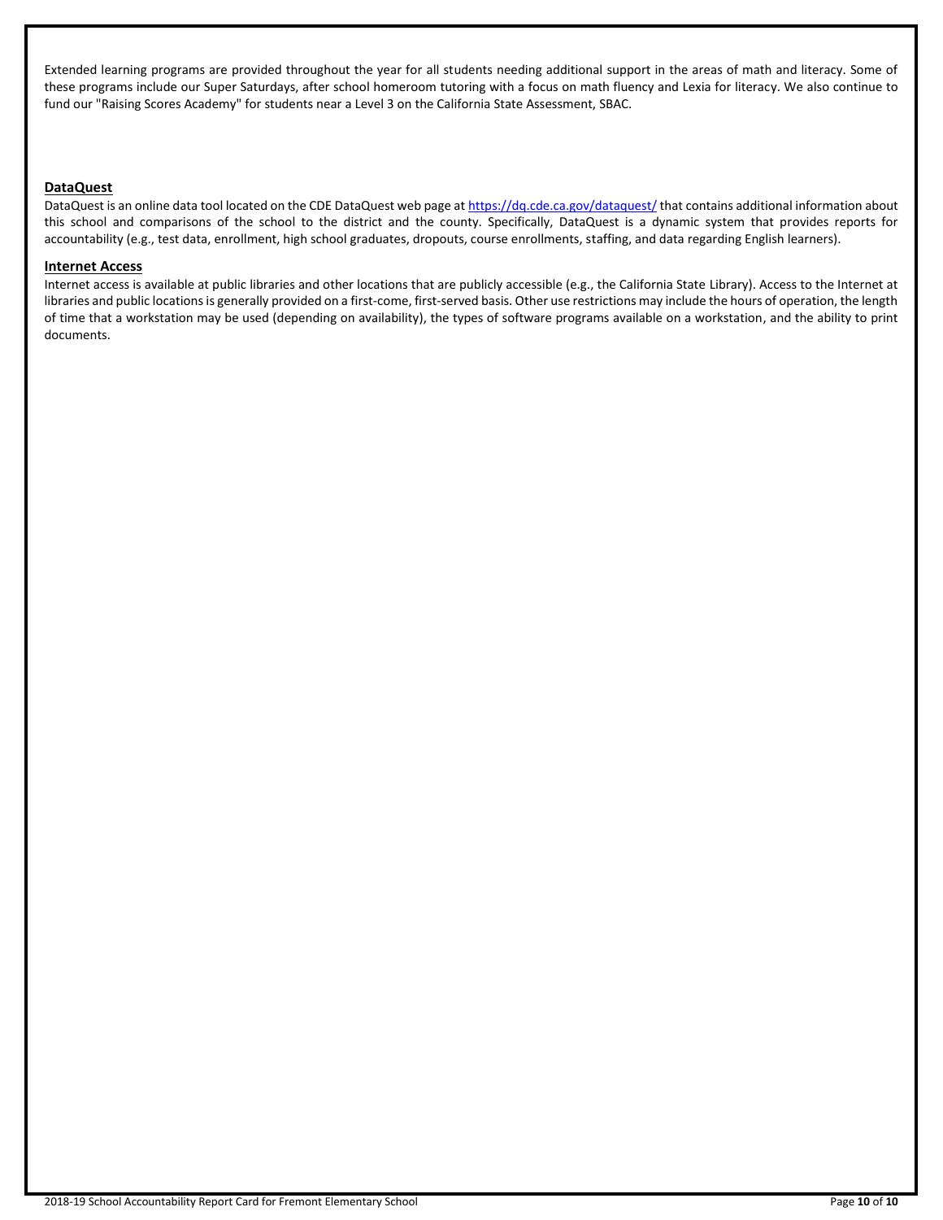Extended learning programs are provided throughout the year for all students needing additional support in the areas of math and literacy. Some of these programs include our Super Saturdays, after school homeroom tutoring with a focus on math fluency and Lexia for literacy. We also continue to fund our "Raising Scores Academy" for students near a Level 3 on the California State Assessment, SBAC.

## DataQuest

DataQuest is an online data tool located on the CDE DataQuest web page at https://dq.cde.ca.gov/dataquest/ that contains additional information about this school and comparisons of the school to the district and the county. Specifically, DataQuest is a dynamic system that provides reports for accountability (e.g., test data, enrollment, high school graduates, dropouts, course enrollments, staffing, and data regarding English learners).

## Internet Access

Internet access is available at public libraries and other locations that are publicly accessible (e.g., the California State Library). Access to the Internet at libraries and public locations is generally provided on a first-come, first-served basis. Other use restrictions may include the hours of operation, the length of time that a workstation may be used (depending on availability), the types of software programs available on a workstation, and the ability to print documents.